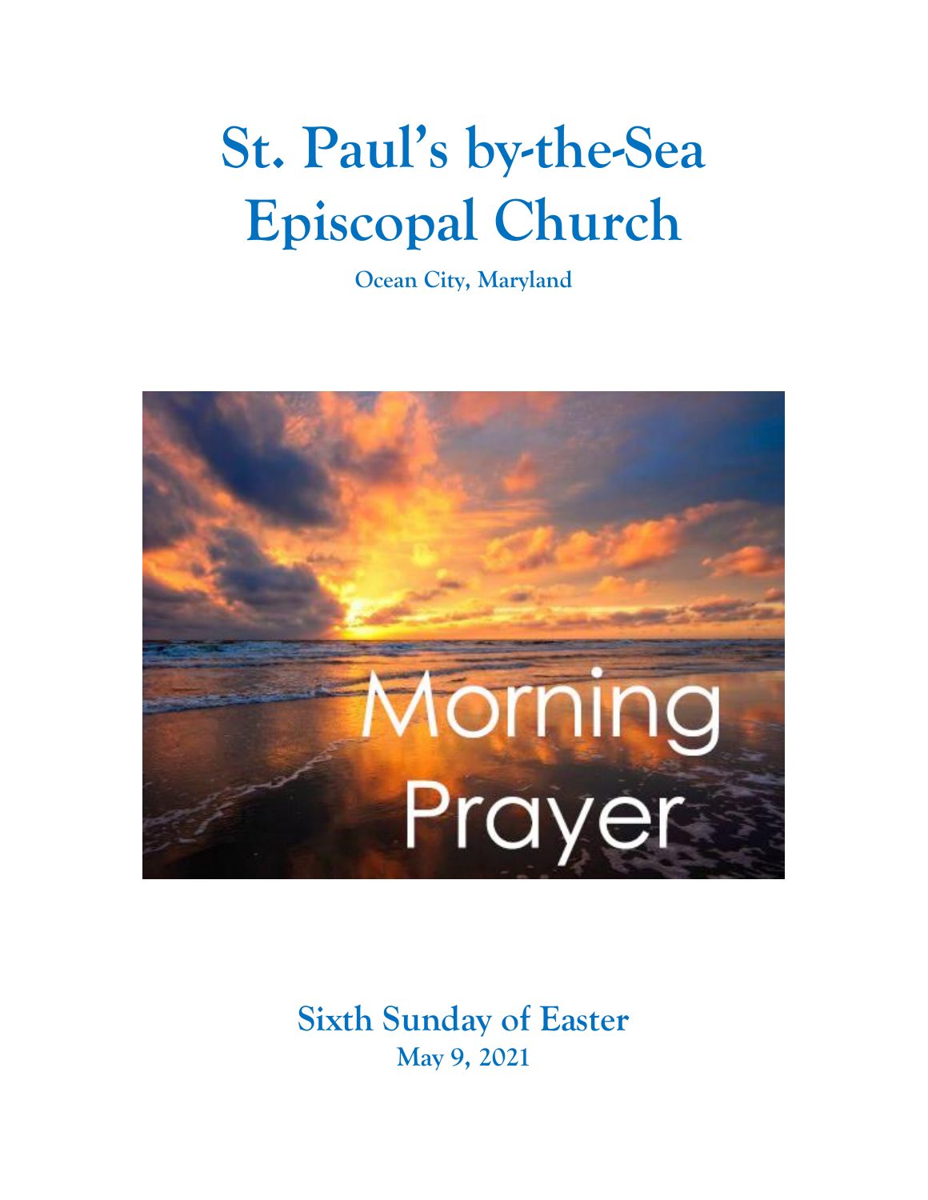# St. Paul's by-the-Sea Episcopal Church

**Ocean City, Maryland**

Morning Prayer

## Sixth Sunday of Easter

**May 9, 2021**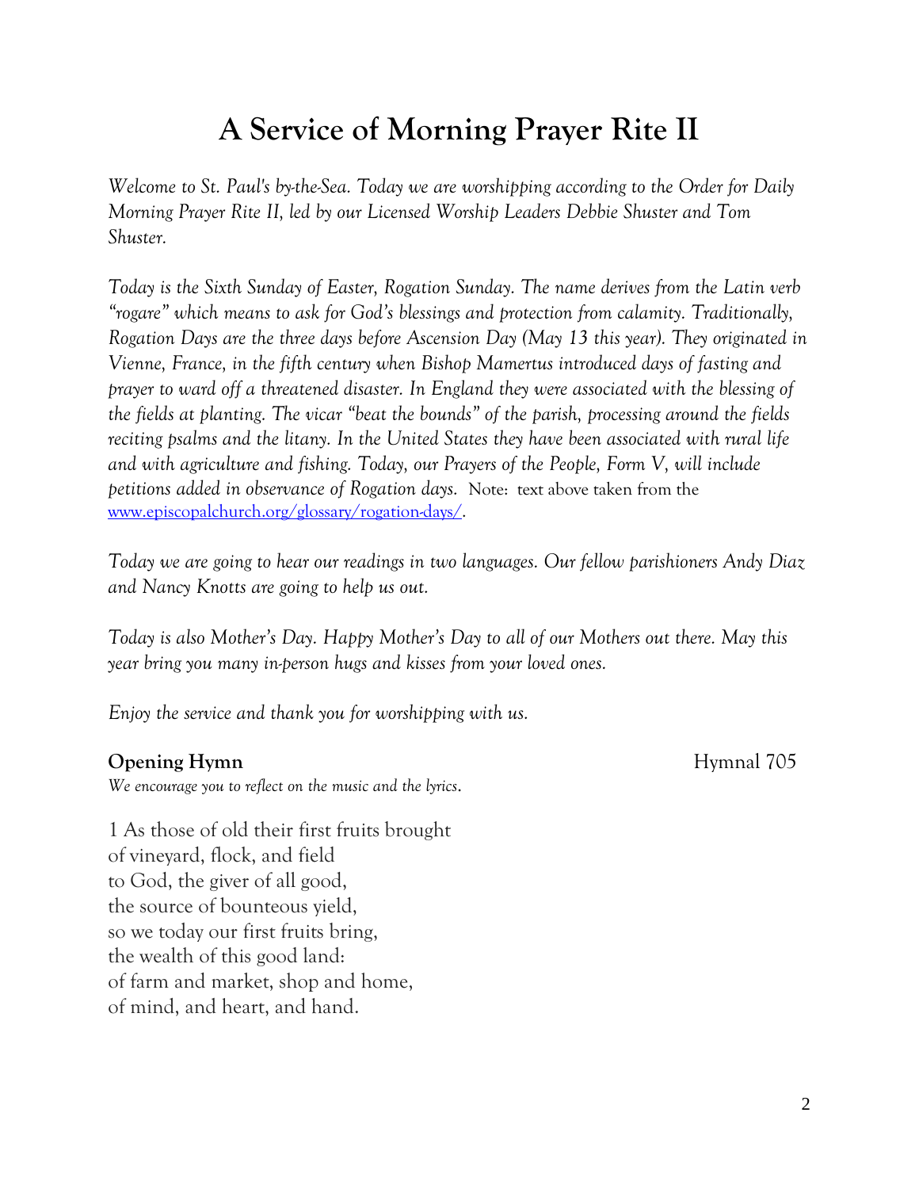# A Service of Morning Prayer Rite II

*Welcome to St. Paul's by-the-Sea. Today we are worshipping according to the Order for Daily Morning Prayer Rite II, led by our Licensed Worship Leaders Debbie Shuster and Tom Shuster.*

*Today is the Sixth Sunday of Easter, Rogation Sunday. The name derives from the Latin verb "rogare" which means to ask for God's blessings and protection from calamity. Traditionally, Rogation Days are the three days before Ascension Day (May 13 this year). They originated in Vienne, France, in the fifth century when Bishop Mamertus introduced days of fasting and prayer to ward off a threatened disaster. In England they were associated with the blessing of the fields at planting. The vicar "beat the bounds" of the parish, processing around the fields reciting psalms and the litany. In the United States they have been associated with rural life and with agriculture and fishing. Today, our Prayers of the People, Form V, will include petitions added in observance of Rogation days.* Note: text above taken from the [www.episcopalchurch.org/glossary/rogation-days/](www.episcopalchurch.org/glossary/rogation-days/).

*Today we are going to hear our readings in two languages. Our fellow parishioners Andy Diaz and Nancy Knotts are going to help us out.*

*Today is also Mother's Day. Happy Mother's Day to all of our Mothers out there. May this year bring you many in-person hugs and kisses from your loved ones.*

*Enjoy the service and thank you for worshipping with us.*

**Opening Hymn** Hymnal 705

*We encourage you to reflect on the music and the lyrics*.

1 As those of old their first fruits brought
of vineyard, flock, and field
to God, the giver of all good,
the source of bounteous yield,
so we today our first fruits bring,
the wealth of this good land:
of farm and market, shop and home,
of mind, and heart, and hand.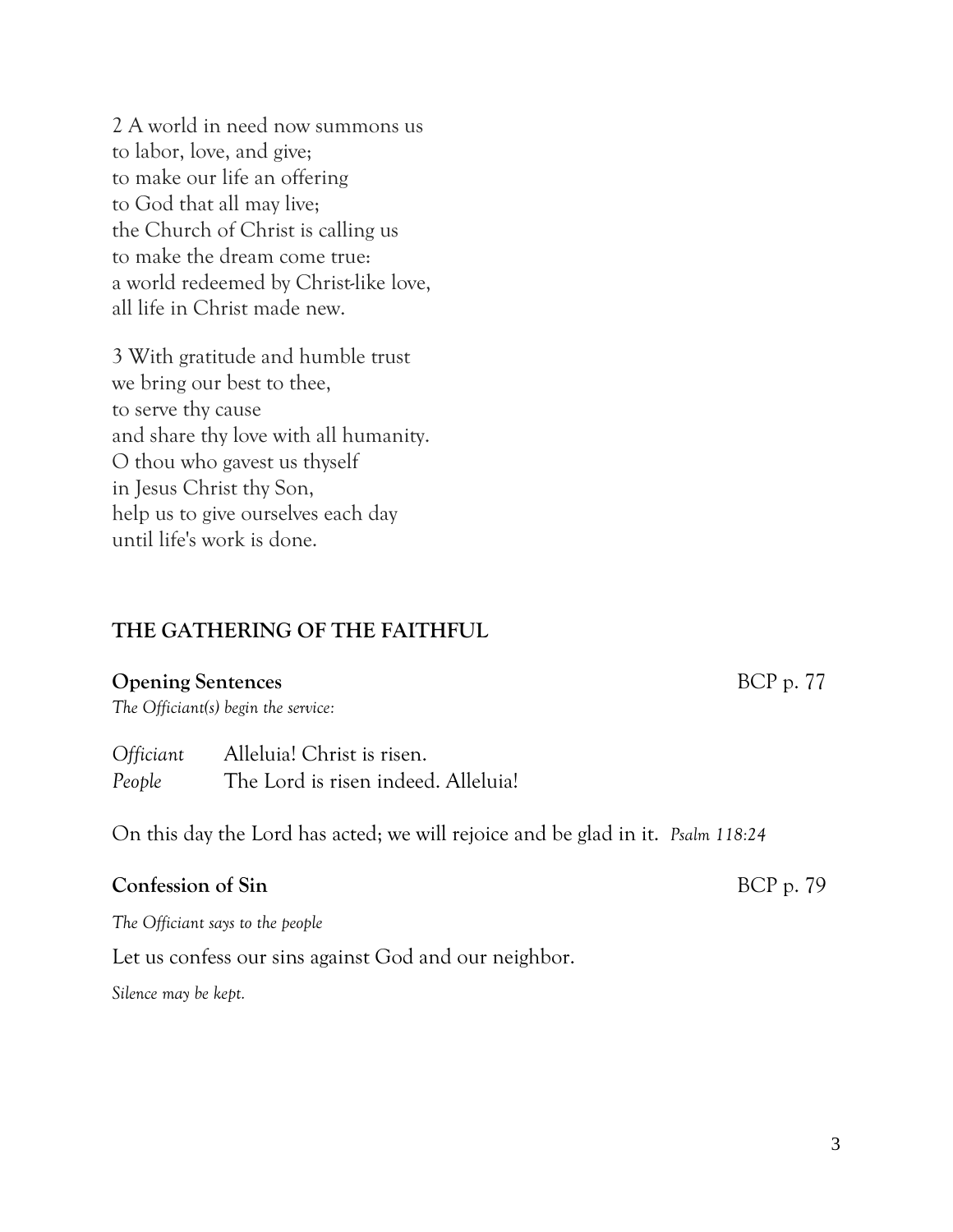2 A world in need now summons us
to labor, love, and give;
to make our life an offering
to God that all may live;
the Church of Christ is calling us
to make the dream come true:
a world redeemed by Christ-like love,
all life in Christ made new.

3 With gratitude and humble trust
we bring our best to thee,
to serve thy cause
and share thy love with all humanity.
O thou who gavest us thyself
in Jesus Christ thy Son,
help us to give ourselves each day
until life's work is done.

## THE GATHERING OF THE FAITHFUL

**Opening Sentences** BCP p. 77

*The Officiant(s) begin the service:*

*Officiant* Alleluia! Christ is risen.
*People* The Lord is risen indeed. Alleluia!

On this day the Lord has acted; we will rejoice and be glad in it. *Psalm 118:24*

**Confession of Sin** BCP p. 79

*The Officiant says to the people*

Let us confess our sins against God and our neighbor.

*Silence may be kept.*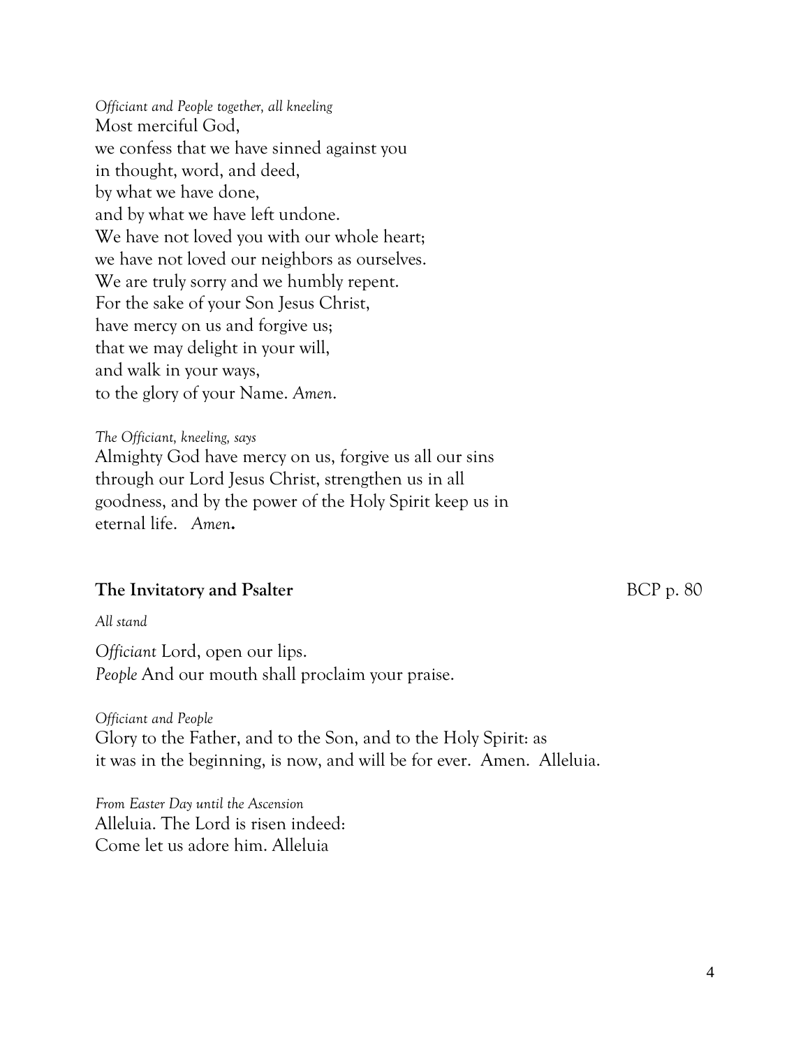*Officiant and People together, all kneeling*

Most merciful God,
we confess that we have sinned against you
in thought, word, and deed,
by what we have done,
and by what we have left undone.
We have not loved you with our whole heart;
we have not loved our neighbors as ourselves.
We are truly sorry and we humbly repent.
For the sake of your Son Jesus Christ,
have mercy on us and forgive us;
that we may delight in your will,
and walk in your ways,
to the glory of your Name. *Amen*.

*The Officiant, kneeling, says*

Almighty God have mercy on us, forgive us all our sins through our Lord Jesus Christ, strengthen us in all goodness, and by the power of the Holy Spirit keep us in eternal life. *Amen***.**

**The Invitatory and Psalter** BCP p. 80

*All stand*

*Officiant* Lord, open our lips.
*People* And our mouth shall proclaim your praise.

*Officiant and People*

Glory to the Father, and to the Son, and to the Holy Spirit: as it was in the beginning, is now, and will be for ever. Amen. Alleluia.

*From Easter Day until the Ascension*

Alleluia. The Lord is risen indeed:
Come let us adore him. Alleluia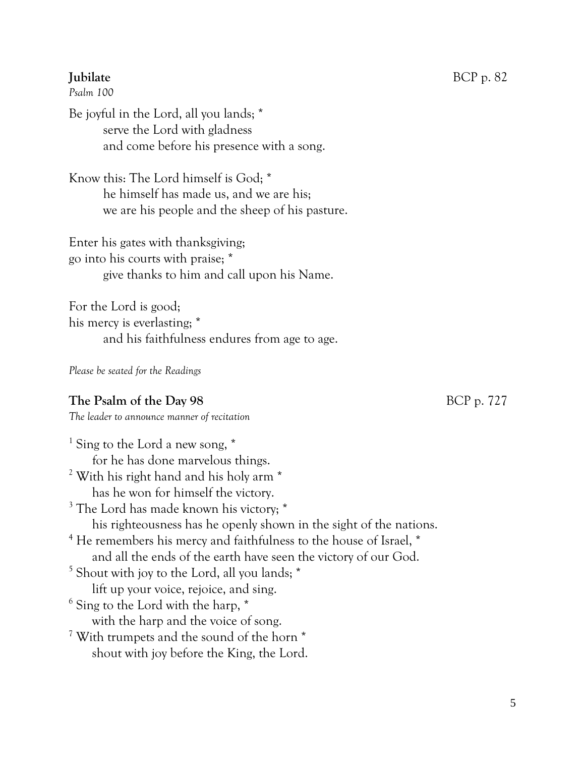**Jubilate** BCP p. 82

*Psalm 100*

Be joyful in the Lord, all you lands; *
serve the Lord with gladness
and come before his presence with a song.

Know this: The Lord himself is God; *
he himself has made us, and we are his;
we are his people and the sheep of his pasture.

Enter his gates with thanksgiving;
go into his courts with praise; *
give thanks to him and call upon his Name.

For the Lord is good;
his mercy is everlasting; *
and his faithfulness endures from age to age.

*Please be seated for the Readings*

**The Psalm of the Day 98** BCP p. 727

*The leader to announce manner of recitation*

1 Sing to the Lord a new song, *
for he has done marvelous things.
2 With his right hand and his holy arm *
has he won for himself the victory.
3 The Lord has made known his victory; *
his righteousness has he openly shown in the sight of the nations.
4 He remembers his mercy and faithfulness to the house of Israel, *
and all the ends of the earth have seen the victory of our God.
5 Shout with joy to the Lord, all you lands; *
lift up your voice, rejoice, and sing.
6 Sing to the Lord with the harp, *
with the harp and the voice of song.
7 With trumpets and the sound of the horn *
shout with joy before the King, the Lord.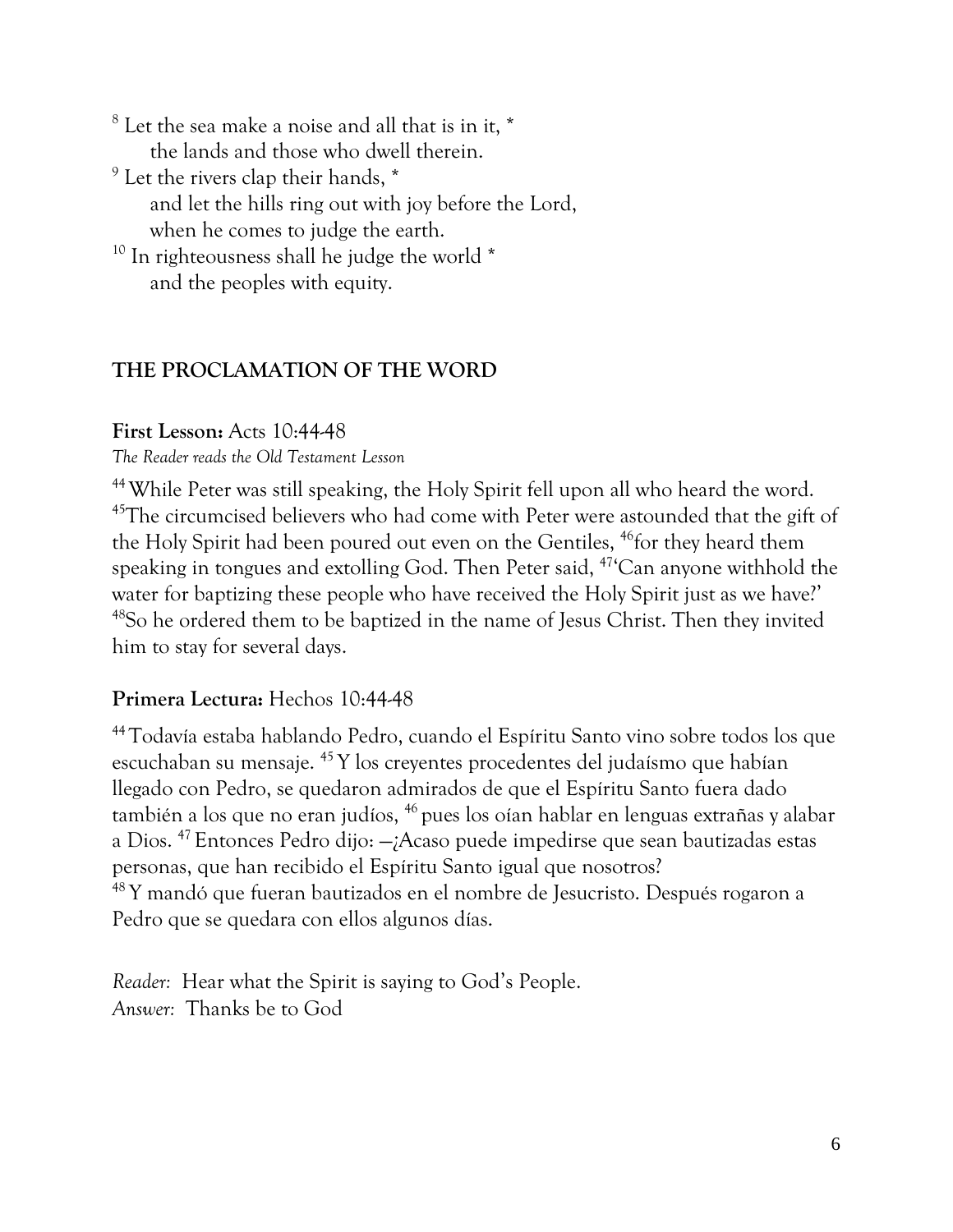[8] Let the sea make a noise and all that is in it, *
  the lands and those who dwell therein.
[9] Let the rivers clap their hands, *
  and let the hills ring out with joy before the Lord,
  when he comes to judge the earth.
[10] In righteousness shall he judge the world *
  and the peoples with equity.

## THE PROCLAMATION OF THE WORD

**First Lesson:** Acts 10:44-48
*The Reader reads the Old Testament Lesson*

[44] While Peter was still speaking, the Holy Spirit fell upon all who heard the word. [45] The circumcised believers who had come with Peter were astounded that the gift of the Holy Spirit had been poured out even on the Gentiles, [46] for they heard them speaking in tongues and extolling God. Then Peter said, [47] 'Can anyone withhold the water for baptizing these people who have received the Holy Spirit just as we have?' [48] So he ordered them to be baptized in the name of Jesus Christ. Then they invited him to stay for several days.

**Primera Lectura:** Hechos 10:44-48

[44] Todavía estaba hablando Pedro, cuando el Espíritu Santo vino sobre todos los que escuchaban su mensaje. [45] Y los creyentes procedentes del judaísmo que habían llegado con Pedro, se quedaron admirados de que el Espíritu Santo fuera dado también a los que no eran judíos, [46] pues los oían hablar en lenguas extrañas y alabar a Dios. [47] Entonces Pedro dijo: —¿Acaso puede impedirse que sean bautizadas estas personas, que han recibido el Espíritu Santo igual que nosotros?
[48] Y mandó que fueran bautizados en el nombre de Jesucristo. Después rogaron a Pedro que se quedara con ellos algunos días.

*Reader:* Hear what the Spirit is saying to God's People.
*Answer:* Thanks be to God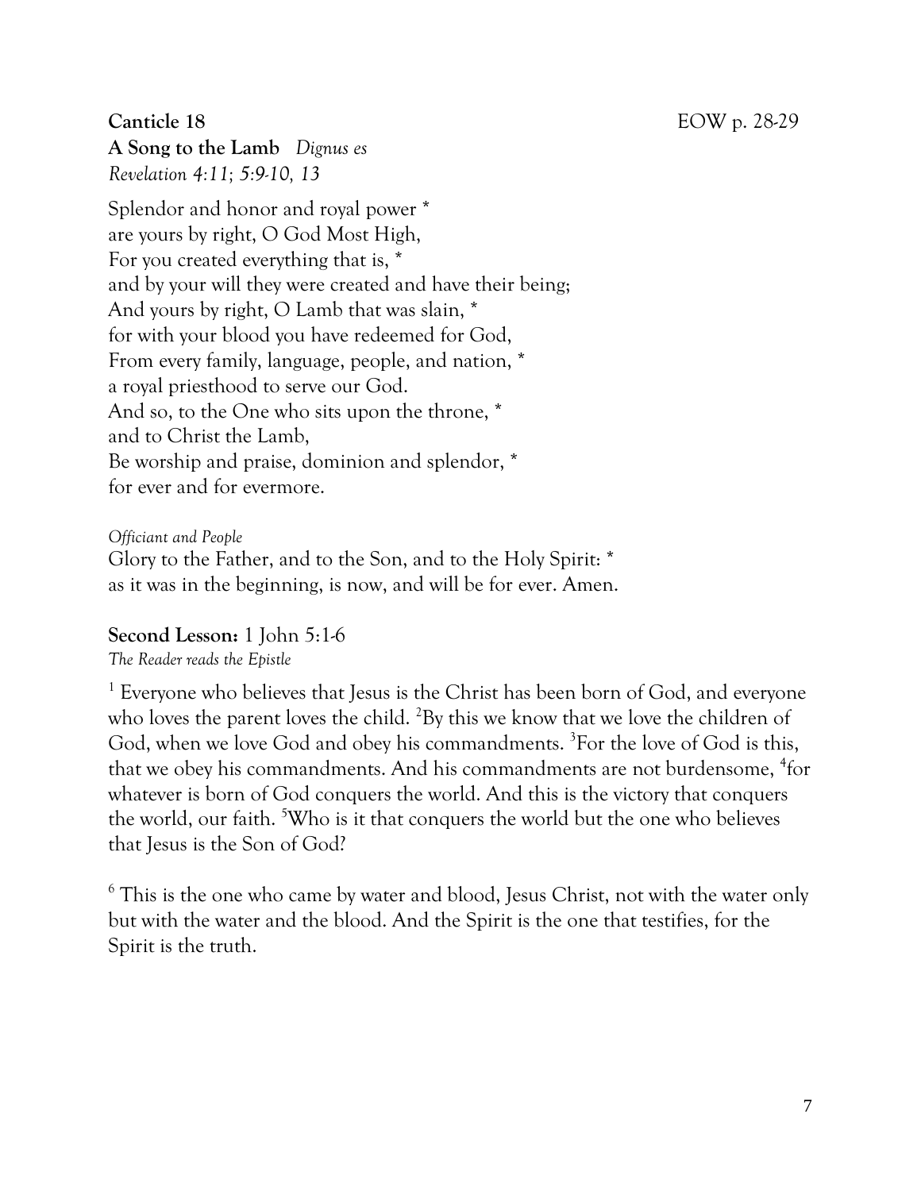**Canticle 18** EOW p. 28-29

**A Song to the Lamb** *Dignus es*
*Revelation 4:11; 5:9-10, 13*

Splendor and honor and royal power *
are yours by right, O God Most High,
For you created everything that is, *
and by your will they were created and have their being;
And yours by right, O Lamb that was slain, *
for with your blood you have redeemed for God,
From every family, language, people, and nation, *
a royal priesthood to serve our God.
And so, to the One who sits upon the throne, *
and to Christ the Lamb,
Be worship and praise, dominion and splendor, *
for ever and for evermore.

*Officiant and People*
Glory to the Father, and to the Son, and to the Holy Spirit: *
as it was in the beginning, is now, and will be for ever. Amen.

**Second Lesson:** 1 John 5:1-6
*The Reader reads the Epistle*

[1] Everyone who believes that Jesus is the Christ has been born of God, and everyone who loves the parent loves the child. [2]By this we know that we love the children of God, when we love God and obey his commandments. [3]For the love of God is this, that we obey his commandments. And his commandments are not burdensome, [4]for whatever is born of God conquers the world. And this is the victory that conquers the world, our faith. [5]Who is it that conquers the world but the one who believes that Jesus is the Son of God?

[6] This is the one who came by water and blood, Jesus Christ, not with the water only but with the water and the blood. And the Spirit is the one that testifies, for the Spirit is the truth.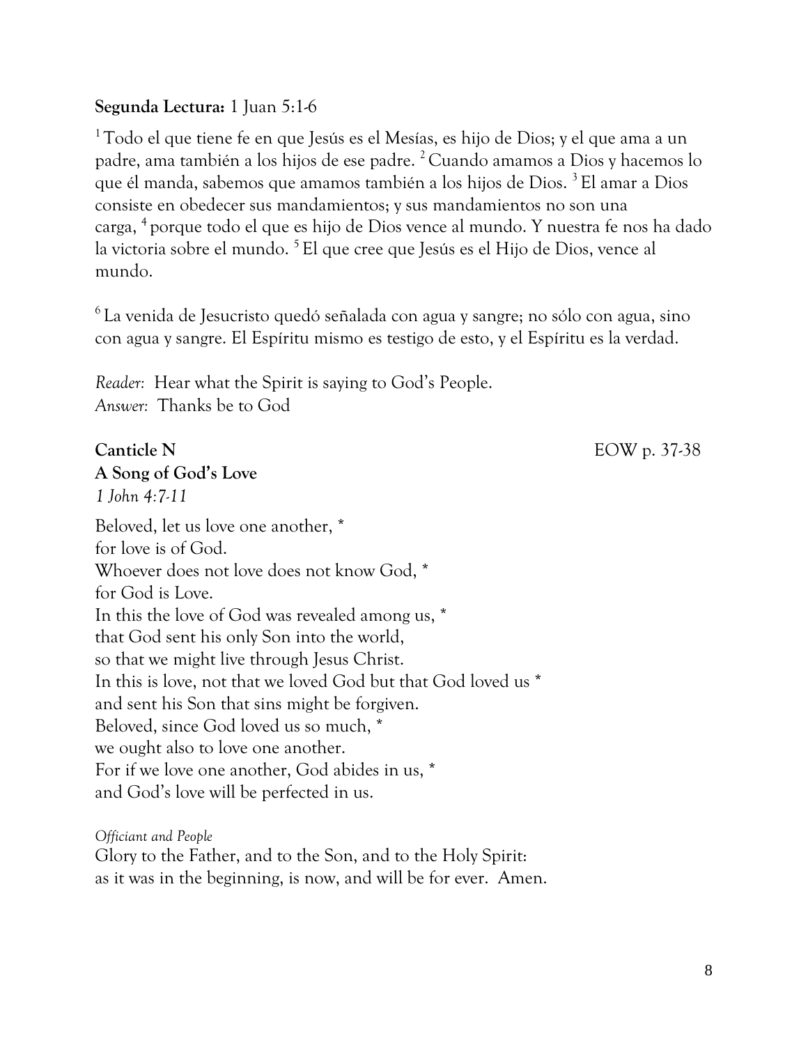**Segunda Lectura:** 1 Juan 5:1-6

[1] Todo el que tiene fe en que Jesús es el Mesías, es hijo de Dios; y el que ama a un padre, ama también a los hijos de ese padre. [2] Cuando amamos a Dios y hacemos lo que él manda, sabemos que amamos también a los hijos de Dios. [3] El amar a Dios consiste en obedecer sus mandamientos; y sus mandamientos no son una carga, [4] porque todo el que es hijo de Dios vence al mundo. Y nuestra fe nos ha dado la victoria sobre el mundo. [5] El que cree que Jesús es el Hijo de Dios, vence al mundo.

[6] La venida de Jesucristo quedó señalada con agua y sangre; no sólo con agua, sino con agua y sangre. El Espíritu mismo es testigo de esto, y el Espíritu es la verdad.

*Reader:* Hear what the Spirit is saying to God's People.
*Answer:* Thanks be to God

**Canticle N** EOW p. 37-38
**A Song of God's Love**
*1 John 4:7-11*

Beloved, let us love one another, *
for love is of God.
Whoever does not love does not know God, *
for God is Love.
In this the love of God was revealed among us, *
that God sent his only Son into the world,
so that we might live through Jesus Christ.
In this is love, not that we loved God but that God loved us *
and sent his Son that sins might be forgiven.
Beloved, since God loved us so much, *
we ought also to love one another.
For if we love one another, God abides in us, *
and God's love will be perfected in us.

*Officiant and People*
Glory to the Father, and to the Son, and to the Holy Spirit:
as it was in the beginning, is now, and will be for ever. Amen.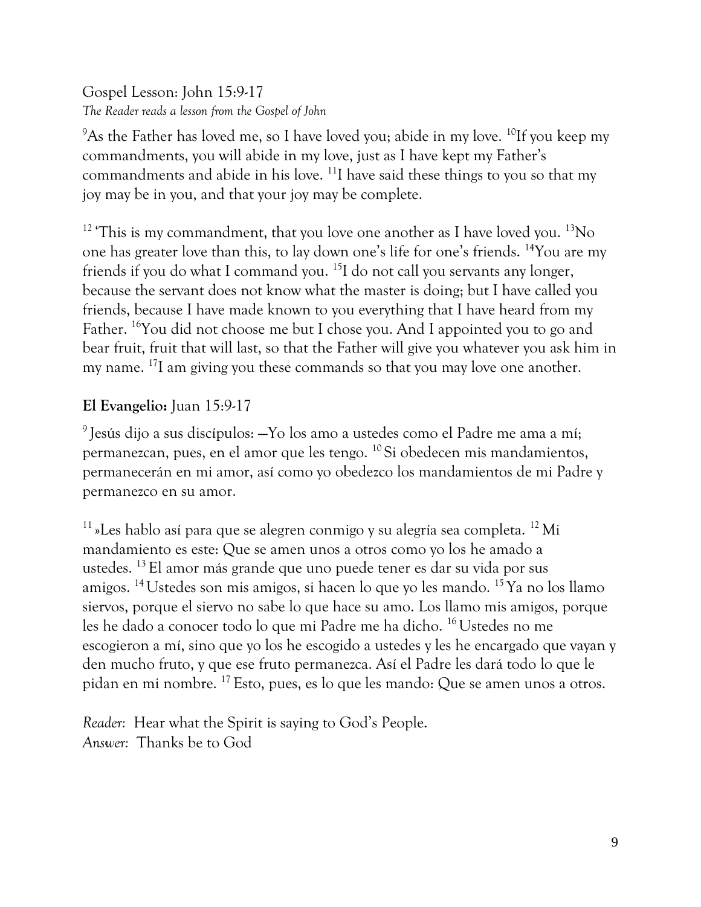Gospel Lesson: John 15:9-17

*The Reader reads a lesson from the Gospel of John*

[9]As the Father has loved me, so I have loved you; abide in my love. [10]If you keep my commandments, you will abide in my love, just as I have kept my Father's commandments and abide in his love. [11]I have said these things to you so that my joy may be in you, and that your joy may be complete.

[12] 'This is my commandment, that you love one another as I have loved you. [13]No one has greater love than this, to lay down one's life for one's friends. [14]You are my friends if you do what I command you. [15]I do not call you servants any longer, because the servant does not know what the master is doing; but I have called you friends, because I have made known to you everything that I have heard from my Father. [16]You did not choose me but I chose you. And I appointed you to go and bear fruit, fruit that will last, so that the Father will give you whatever you ask him in my name. [17]I am giving you these commands so that you may love one another.

**El Evangelio:** Juan 15:9-17

[9] Jesús dijo a sus discípulos: —Yo los amo a ustedes como el Padre me ama a mí; permanezcan, pues, en el amor que les tengo. [10] Si obedecen mis mandamientos, permanecerán en mi amor, así como yo obedezco los mandamientos de mi Padre y permanezco en su amor.

[11] »Les hablo así para que se alegren conmigo y su alegría sea completa. [12] Mi mandamiento es este: Que se amen unos a otros como yo los he amado a ustedes. [13] El amor más grande que uno puede tener es dar su vida por sus amigos. [14] Ustedes son mis amigos, si hacen lo que yo les mando. [15] Ya no los llamo siervos, porque el siervo no sabe lo que hace su amo. Los llamo mis amigos, porque les he dado a conocer todo lo que mi Padre me ha dicho. [16] Ustedes no me escogieron a mí, sino que yo los he escogido a ustedes y les he encargado que vayan y den mucho fruto, y que ese fruto permanezca. Así el Padre les dará todo lo que le pidan en mi nombre. [17] Esto, pues, es lo que les mando: Que se amen unos a otros.

*Reader:* Hear what the Spirit is saying to God's People.
*Answer:* Thanks be to God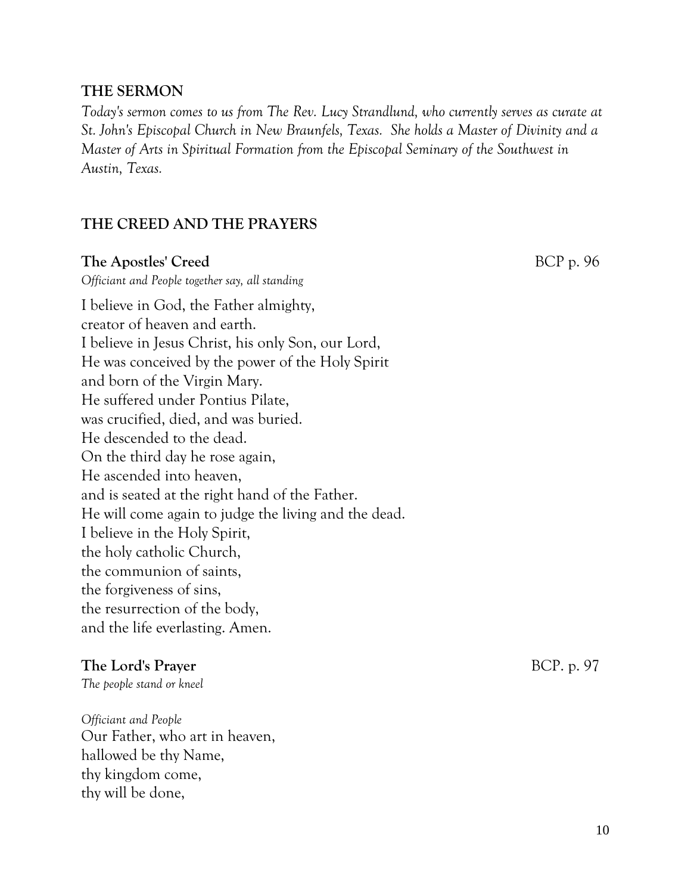## THE SERMON

*Today's sermon comes to us from The Rev. Lucy Strandlund, who currently serves as curate at St. John's Episcopal Church in New Braunfels, Texas. She holds a Master of Divinity and a Master of Arts in Spiritual Formation from the Episcopal Seminary of the Southwest in Austin, Texas.*

## THE CREED AND THE PRAYERS

### The Apostles' Creed — BCP p. 96

*Officiant and People together say, all standing*

I believe in God, the Father almighty,
creator of heaven and earth.
I believe in Jesus Christ, his only Son, our Lord,
He was conceived by the power of the Holy Spirit
and born of the Virgin Mary.
He suffered under Pontius Pilate,
was crucified, died, and was buried.
He descended to the dead.
On the third day he rose again,
He ascended into heaven,
and is seated at the right hand of the Father.
He will come again to judge the living and the dead.
I believe in the Holy Spirit,
the holy catholic Church,
the communion of saints,
the forgiveness of sins,
the resurrection of the body,
and the life everlasting. Amen.

### The Lord's Prayer — BCP. p. 97

*The people stand or kneel*

*Officiant and People*
Our Father, who art in heaven,
hallowed be thy Name,
thy kingdom come,
thy will be done,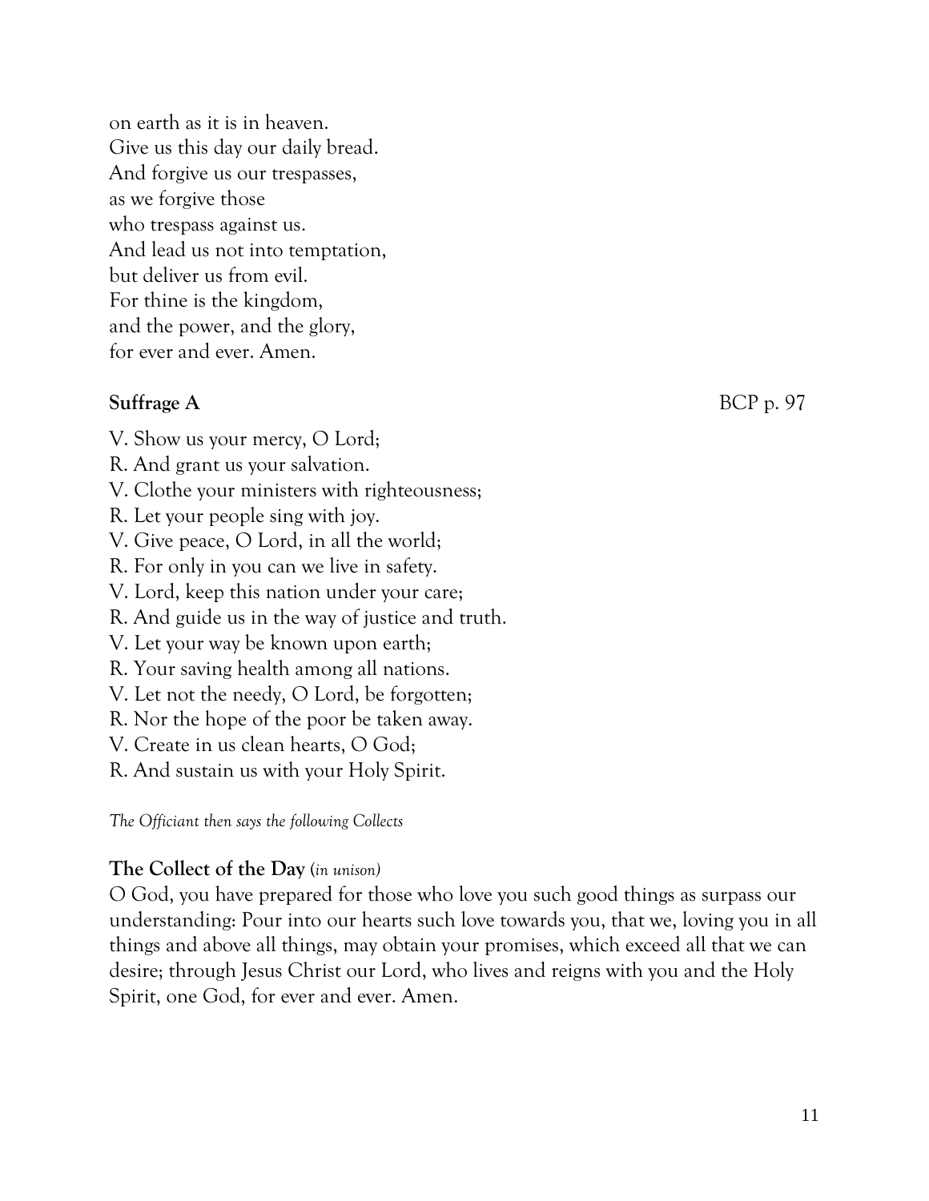on earth as it is in heaven.
Give us this day our daily bread.
And forgive us our trespasses,
as we forgive those
who trespass against us.
And lead us not into temptation,
but deliver us from evil.
For thine is the kingdom,
and the power, and the glory,
for ever and ever. Amen.

**Suffrage A** BCP p. 97

V. Show us your mercy, O Lord;
R. And grant us your salvation.
V. Clothe your ministers with righteousness;
R. Let your people sing with joy.
V. Give peace, O Lord, in all the world;
R. For only in you can we live in safety.
V. Lord, keep this nation under your care;
R. And guide us in the way of justice and truth.
V. Let your way be known upon earth;
R. Your saving health among all nations.
V. Let not the needy, O Lord, be forgotten;
R. Nor the hope of the poor be taken away.
V. Create in us clean hearts, O God;
R. And sustain us with your Holy Spirit.

*The Officiant then says the following Collects*

**The Collect of the Day** (*in unison)*
O God, you have prepared for those who love you such good things as surpass our understanding: Pour into our hearts such love towards you, that we, loving you in all things and above all things, may obtain your promises, which exceed all that we can desire; through Jesus Christ our Lord, who lives and reigns with you and the Holy Spirit, one God, for ever and ever. Amen.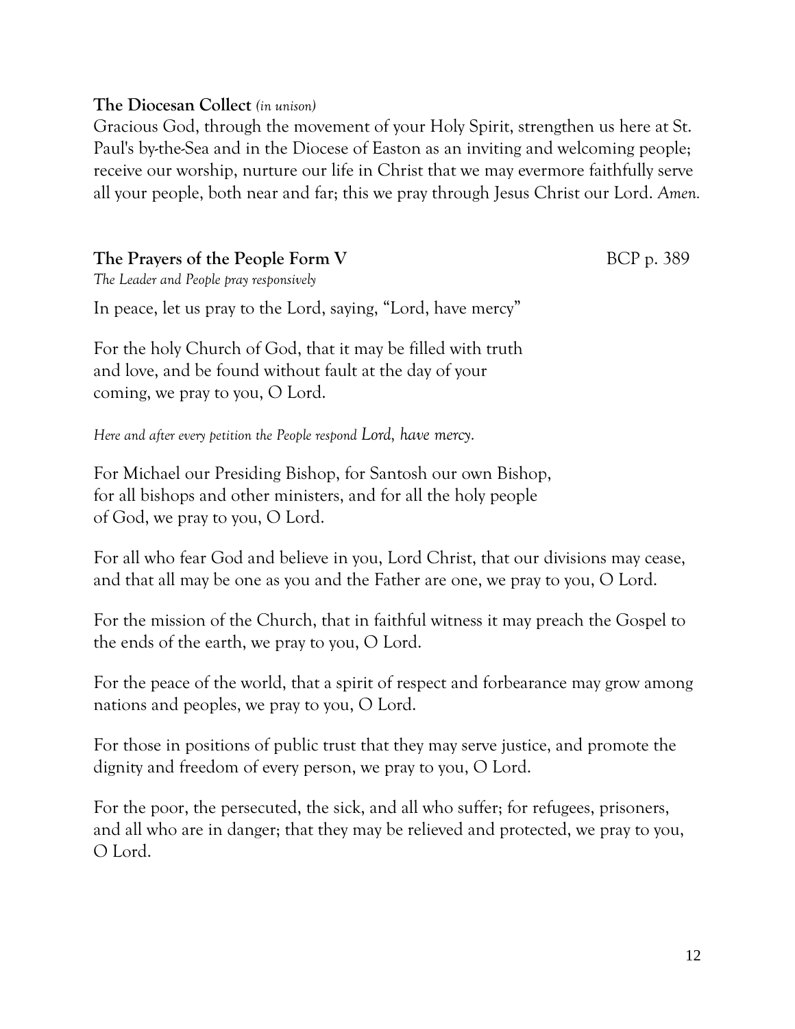**The Diocesan Collect** *(in unison)*

Gracious God, through the movement of your Holy Spirit, strengthen us here at St. Paul's by-the-Sea and in the Diocese of Easton as an inviting and welcoming people; receive our worship, nurture our life in Christ that we may evermore faithfully serve all your people, both near and far; this we pray through Jesus Christ our Lord. *Amen.*

**The Prayers of the People Form V** BCP p. 389

*The Leader and People pray responsively*

In peace, let us pray to the Lord, saying, "Lord, have mercy"

For the holy Church of God, that it may be filled with truth and love, and be found without fault at the day of your coming, we pray to you, O Lord.

*Here and after every petition the People respond Lord, have mercy.*

For Michael our Presiding Bishop, for Santosh our own Bishop, for all bishops and other ministers, and for all the holy people of God, we pray to you, O Lord.

For all who fear God and believe in you, Lord Christ, that our divisions may cease, and that all may be one as you and the Father are one, we pray to you, O Lord.

For the mission of the Church, that in faithful witness it may preach the Gospel to the ends of the earth, we pray to you, O Lord.

For the peace of the world, that a spirit of respect and forbearance may grow among nations and peoples, we pray to you, O Lord.

For those in positions of public trust that they may serve justice, and promote the dignity and freedom of every person, we pray to you, O Lord.

For the poor, the persecuted, the sick, and all who suffer; for refugees, prisoners, and all who are in danger; that they may be relieved and protected, we pray to you, O Lord.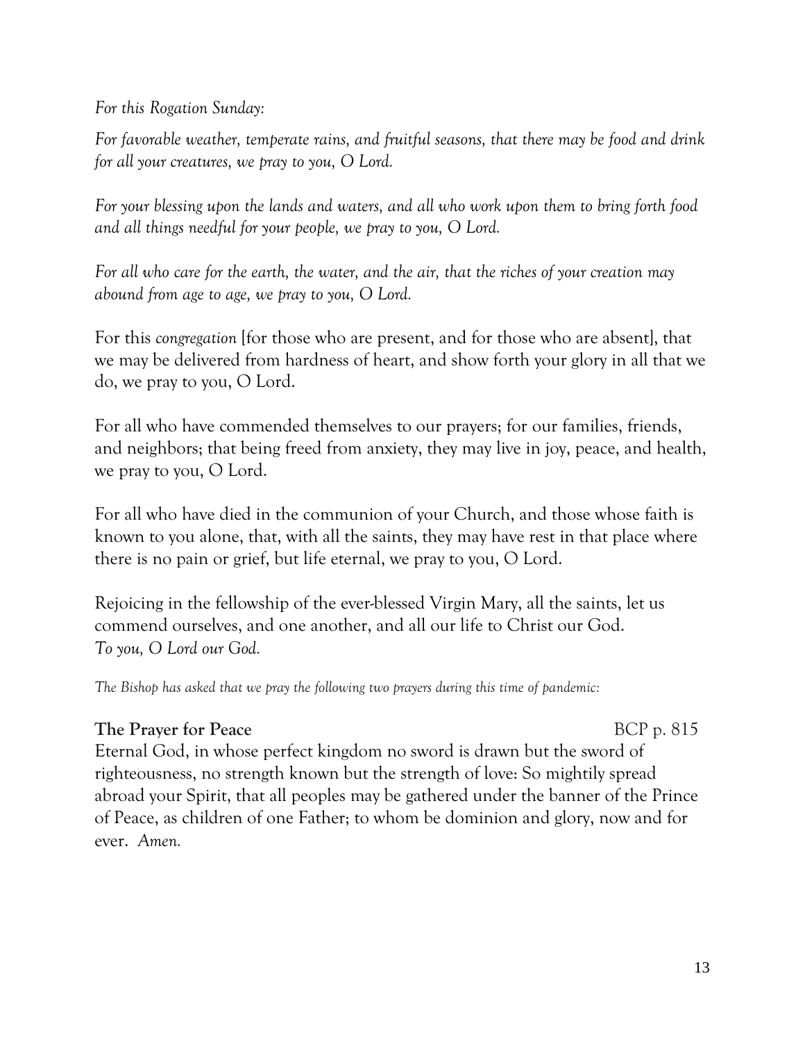*For this Rogation Sunday:*

*For favorable weather, temperate rains, and fruitful seasons, that there may be food and drink for all your creatures, we pray to you, O Lord.*

*For your blessing upon the lands and waters, and all who work upon them to bring forth food and all things needful for your people, we pray to you, O Lord.*

*For all who care for the earth, the water, and the air, that the riches of your creation may abound from age to age, we pray to you, O Lord.*

For this *congregation* [for those who are present, and for those who are absent], that we may be delivered from hardness of heart, and show forth your glory in all that we do, we pray to you, O Lord.

For all who have commended themselves to our prayers; for our families, friends, and neighbors; that being freed from anxiety, they may live in joy, peace, and health, we pray to you, O Lord.

For all who have died in the communion of your Church, and those whose faith is known to you alone, that, with all the saints, they may have rest in that place where there is no pain or grief, but life eternal, we pray to you, O Lord.

Rejoicing in the fellowship of the ever-blessed Virgin Mary, all the saints, let us commend ourselves, and one another, and all our life to Christ our God.
*To you, O Lord our God.*

*The Bishop has asked that we pray the following two prayers during this time of pandemic:*

**The Prayer for Peace** BCP p. 815

Eternal God, in whose perfect kingdom no sword is drawn but the sword of righteousness, no strength known but the strength of love: So mightily spread abroad your Spirit, that all peoples may be gathered under the banner of the Prince of Peace, as children of one Father; to whom be dominion and glory, now and for ever. *Amen.*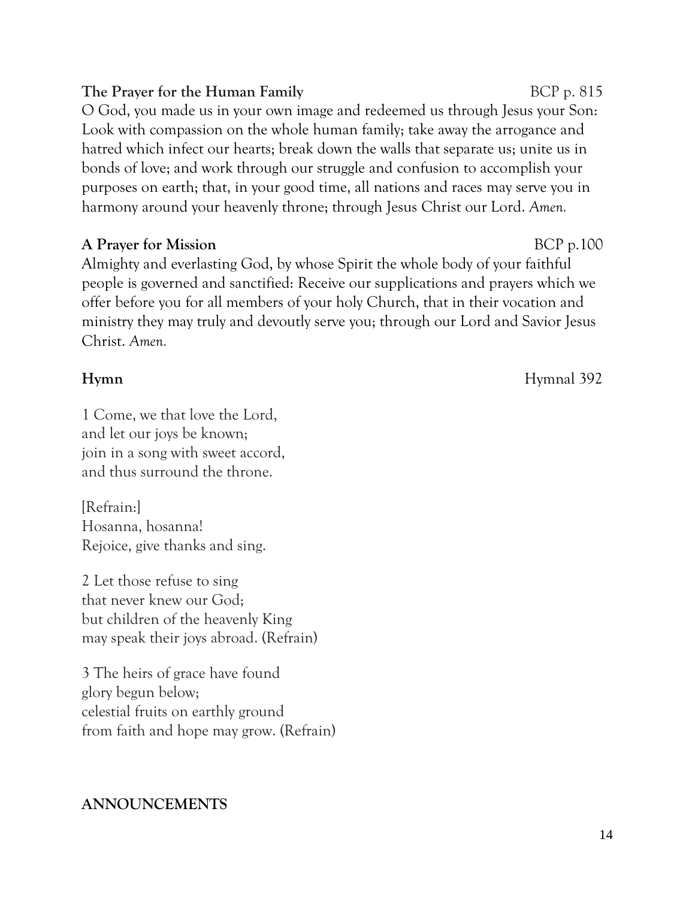**The Prayer for the Human Family** BCP p. 815

O God, you made us in your own image and redeemed us through Jesus your Son: Look with compassion on the whole human family; take away the arrogance and hatred which infect our hearts; break down the walls that separate us; unite us in bonds of love; and work through our struggle and confusion to accomplish your purposes on earth; that, in your good time, all nations and races may serve you in harmony around your heavenly throne; through Jesus Christ our Lord. *Amen.*

**A Prayer for Mission** BCP p.100

Almighty and everlasting God, by whose Spirit the whole body of your faithful people is governed and sanctified: Receive our supplications and prayers which we offer before you for all members of your holy Church, that in their vocation and ministry they may truly and devoutly serve you; through our Lord and Savior Jesus Christ. *Amen.*

**Hymn** Hymnal 392

1 Come, we that love the Lord,
and let our joys be known;
join in a song with sweet accord,
and thus surround the throne.

[Refrain:]
Hosanna, hosanna!
Rejoice, give thanks and sing.

2 Let those refuse to sing
that never knew our God;
but children of the heavenly King
may speak their joys abroad. (Refrain)

3 The heirs of grace have found
glory begun below;
celestial fruits on earthly ground
from faith and hope may grow. (Refrain)

**ANNOUNCEMENTS**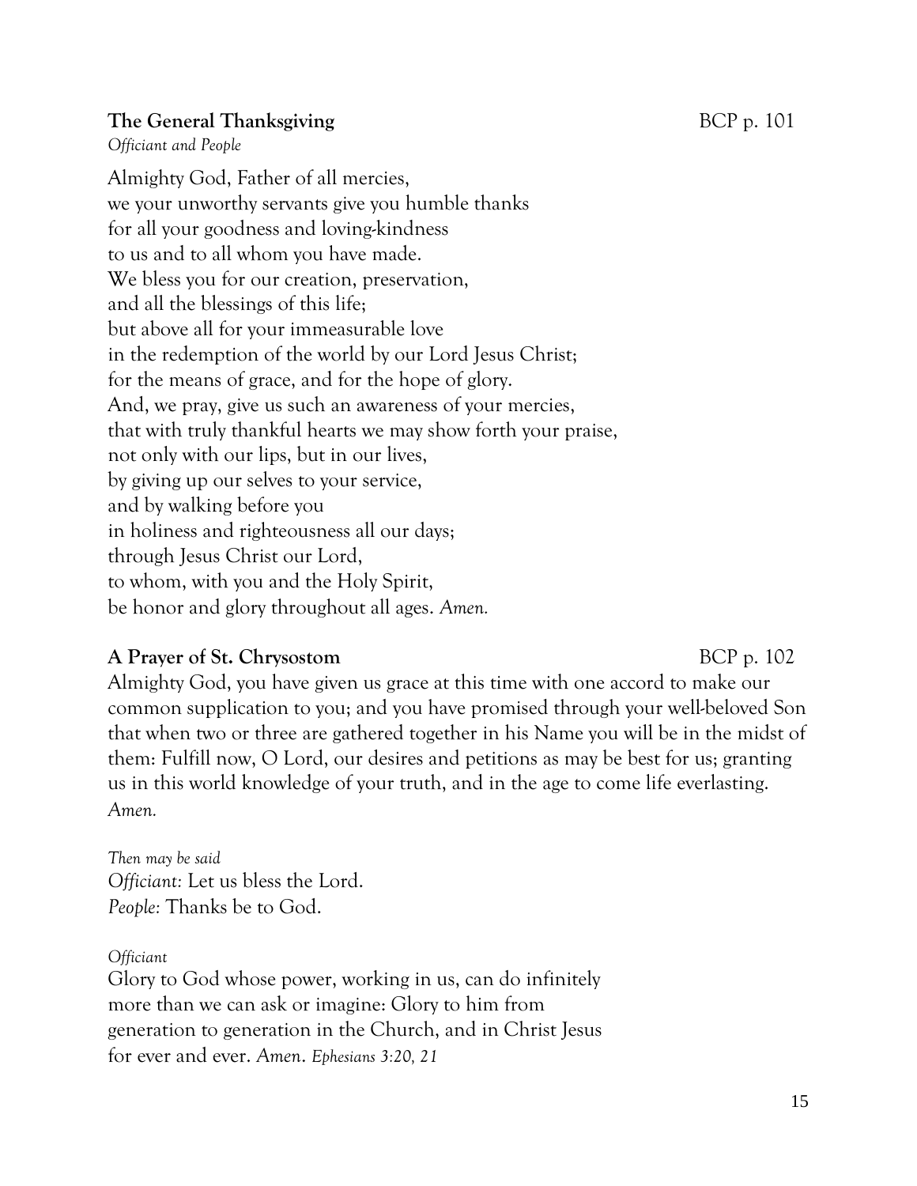**The General Thanksgiving** BCP p. 101

*Officiant and People*

Almighty God, Father of all mercies,  
we your unworthy servants give you humble thanks  
for all your goodness and loving-kindness  
to us and to all whom you have made.  
We bless you for our creation, preservation,  
and all the blessings of this life;  
but above all for your immeasurable love  
in the redemption of the world by our Lord Jesus Christ;  
for the means of grace, and for the hope of glory.  
And, we pray, give us such an awareness of your mercies,  
that with truly thankful hearts we may show forth your praise,  
not only with our lips, but in our lives,  
by giving up our selves to your service,  
and by walking before you  
in holiness and righteousness all our days;  
through Jesus Christ our Lord,  
to whom, with you and the Holy Spirit,  
be honor and glory throughout all ages. *Amen.*

**A Prayer of St. Chrysostom** BCP p. 102

Almighty God, you have given us grace at this time with one accord to make our common supplication to you; and you have promised through your well-beloved Son that when two or three are gathered together in his Name you will be in the midst of them: Fulfill now, O Lord, our desires and petitions as may be best for us; granting us in this world knowledge of your truth, and in the age to come life everlasting. *Amen.*

*Then may be said*  
*Officiant:* Let us bless the Lord.  
*People:* Thanks be to God.

*Officiant*

Glory to God whose power, working in us, can do infinitely more than we can ask or imagine: Glory to him from generation to generation in the Church, and in Christ Jesus for ever and ever. *Amen. Ephesians 3:20, 21*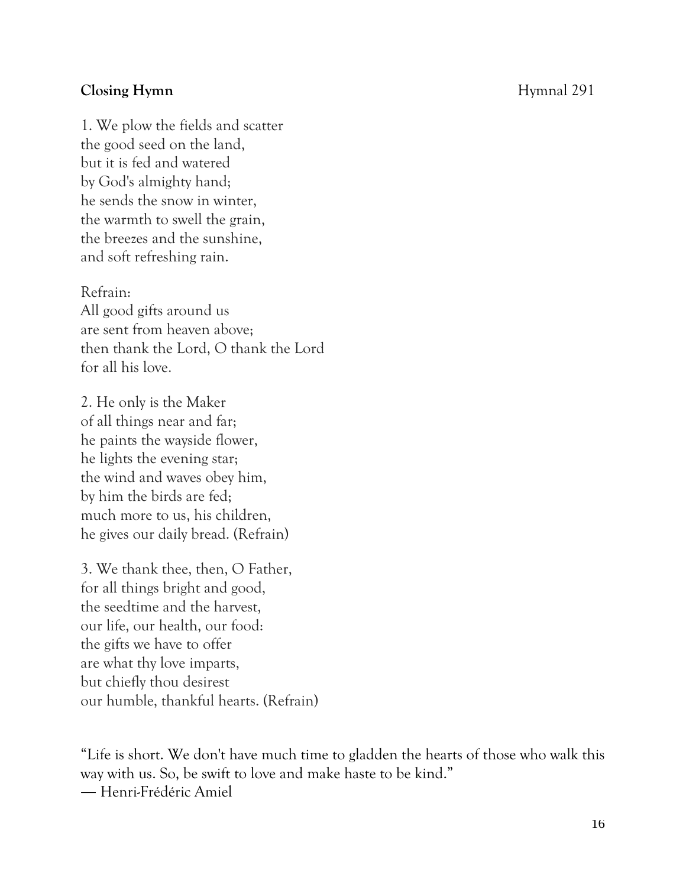**Closing Hymn** Hymnal 291

1. We plow the fields and scatter
the good seed on the land,
but it is fed and watered
by God's almighty hand;
he sends the snow in winter,
the warmth to swell the grain,
the breezes and the sunshine,
and soft refreshing rain.

Refrain:
All good gifts around us
are sent from heaven above;
then thank the Lord, O thank the Lord
for all his love.

2. He only is the Maker
of all things near and far;
he paints the wayside flower,
he lights the evening star;
the wind and waves obey him,
by him the birds are fed;
much more to us, his children,
he gives our daily bread. (Refrain)

3. We thank thee, then, O Father,
for all things bright and good,
the seedtime and the harvest,
our life, our health, our food:
the gifts we have to offer
are what thy love imparts,
but chiefly thou desirest
our humble, thankful hearts. (Refrain)

"Life is short. We don't have much time to gladden the hearts of those who walk this way with us. So, be swift to love and make haste to be kind."
― Henri-Frédéric Amiel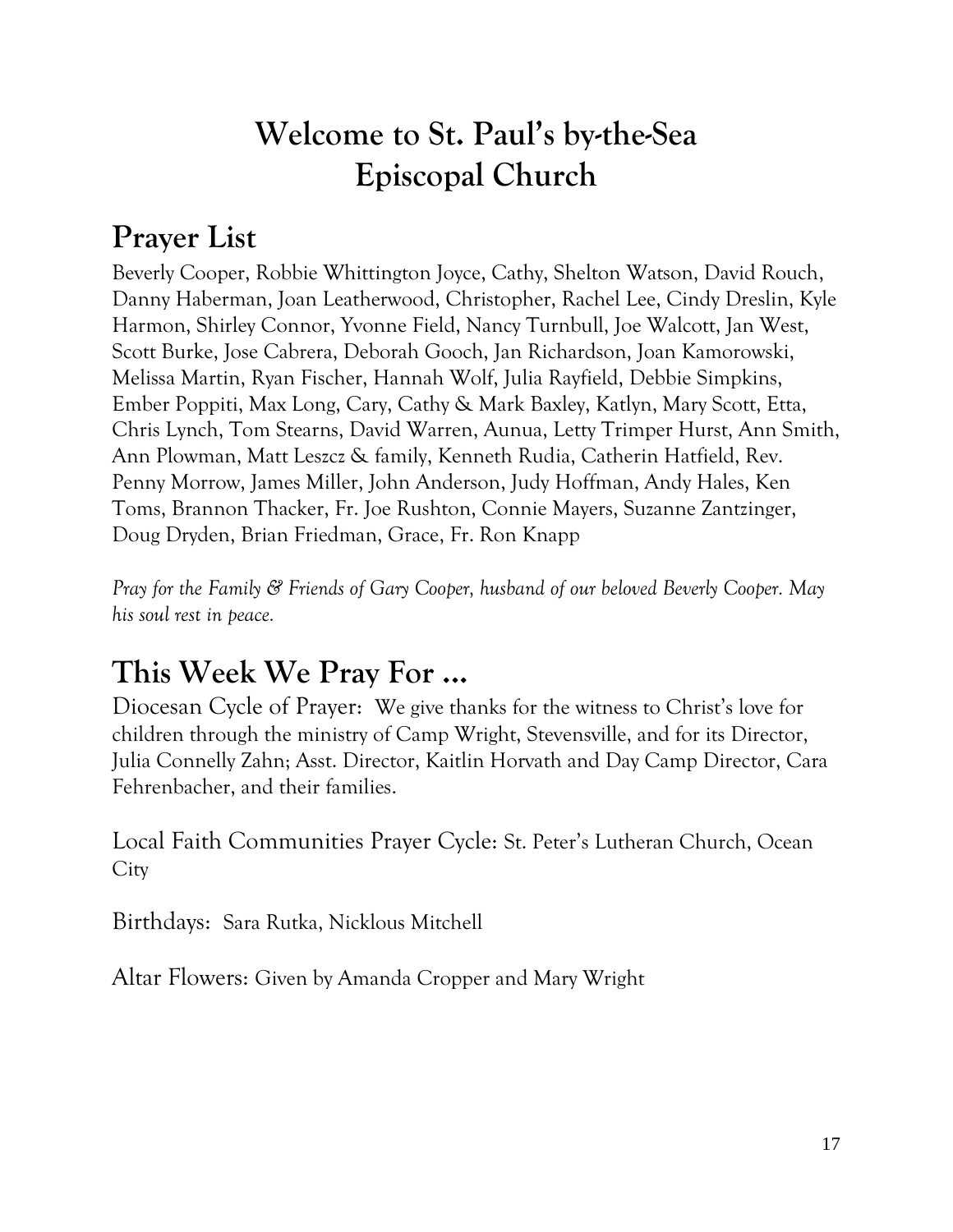# Welcome to St. Paul's by-the-Sea Episcopal Church

## Prayer List

Beverly Cooper, Robbie Whittington Joyce, Cathy, Shelton Watson, David Rouch, Danny Haberman, Joan Leatherwood, Christopher, Rachel Lee, Cindy Dreslin, Kyle Harmon, Shirley Connor, Yvonne Field, Nancy Turnbull, Joe Walcott, Jan West, Scott Burke, Jose Cabrera, Deborah Gooch, Jan Richardson, Joan Kamorowski, Melissa Martin, Ryan Fischer, Hannah Wolf, Julia Rayfield, Debbie Simpkins, Ember Poppiti, Max Long, Cary, Cathy & Mark Baxley, Katlyn, Mary Scott, Etta, Chris Lynch, Tom Stearns, David Warren, Aunua, Letty Trimper Hurst, Ann Smith, Ann Plowman, Matt Leszcz & family, Kenneth Rudia, Catherin Hatfield, Rev. Penny Morrow, James Miller, John Anderson, Judy Hoffman, Andy Hales, Ken Toms, Brannon Thacker, Fr. Joe Rushton, Connie Mayers, Suzanne Zantzinger, Doug Dryden, Brian Friedman, Grace, Fr. Ron Knapp

*Pray for the Family & Friends of Gary Cooper, husband of our beloved Beverly Cooper. May his soul rest in peace.*

## This Week We Pray For ...

Diocesan Cycle of Prayer: We give thanks for the witness to Christ's love for children through the ministry of Camp Wright, Stevensville, and for its Director, Julia Connelly Zahn; Asst. Director, Kaitlin Horvath and Day Camp Director, Cara Fehrenbacher, and their families.

Local Faith Communities Prayer Cycle: St. Peter's Lutheran Church, Ocean City

Birthdays: Sara Rutka, Nicklous Mitchell

Altar Flowers: Given by Amanda Cropper and Mary Wright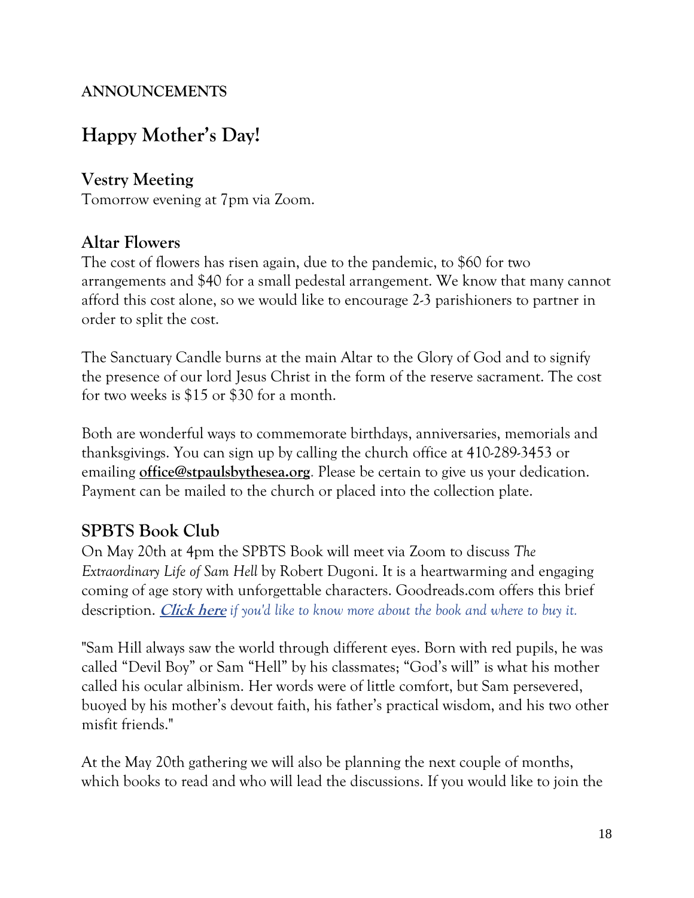**ANNOUNCEMENTS**

# Happy Mother's Day!

## Vestry Meeting

Tomorrow evening at 7pm via Zoom.

## Altar Flowers

The cost of flowers has risen again, due to the pandemic, to $60 for two arrangements and $40 for a small pedestal arrangement. We know that many cannot afford this cost alone, so we would like to encourage 2-3 parishioners to partner in order to split the cost.

The Sanctuary Candle burns at the main Altar to the Glory of God and to signify the presence of our lord Jesus Christ in the form of the reserve sacrament. The cost for two weeks is $15 or $30 for a month.

Both are wonderful ways to commemorate birthdays, anniversaries, memorials and thanksgivings. You can sign up by calling the church office at 410-289-3453 or emailing **office@stpaulsbythesea.org**. Please be certain to give us your dedication. Payment can be mailed to the church or placed into the collection plate.

## SPBTS Book Club

On May 20th at 4pm the SPBTS Book will meet via Zoom to discuss *The Extraordinary Life of Sam Hell* by Robert Dugoni. It is a heartwarming and engaging coming of age story with unforgettable characters. Goodreads.com offers this brief description. ***Click here*** *if you'd like to know more about the book and where to buy it.*

"Sam Hill always saw the world through different eyes. Born with red pupils, he was called "Devil Boy" or Sam "Hell" by his classmates; "God's will" is what his mother called his ocular albinism. Her words were of little comfort, but Sam persevered, buoyed by his mother's devout faith, his father's practical wisdom, and his two other misfit friends."

At the May 20th gathering we will also be planning the next couple of months, which books to read and who will lead the discussions. If you would like to join the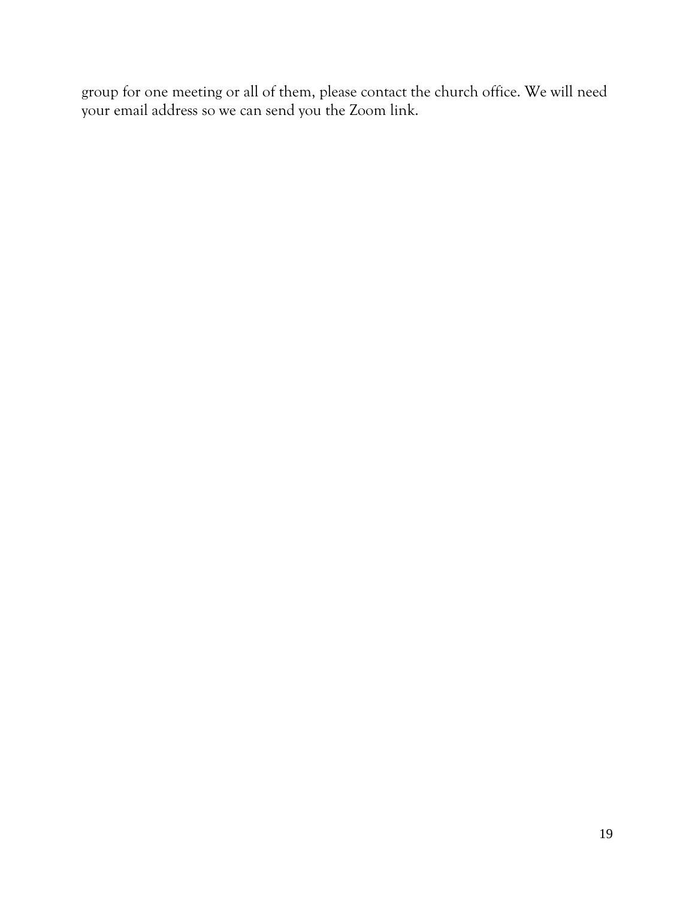group for one meeting or all of them, please contact the church office. We will need your email address so we can send you the Zoom link.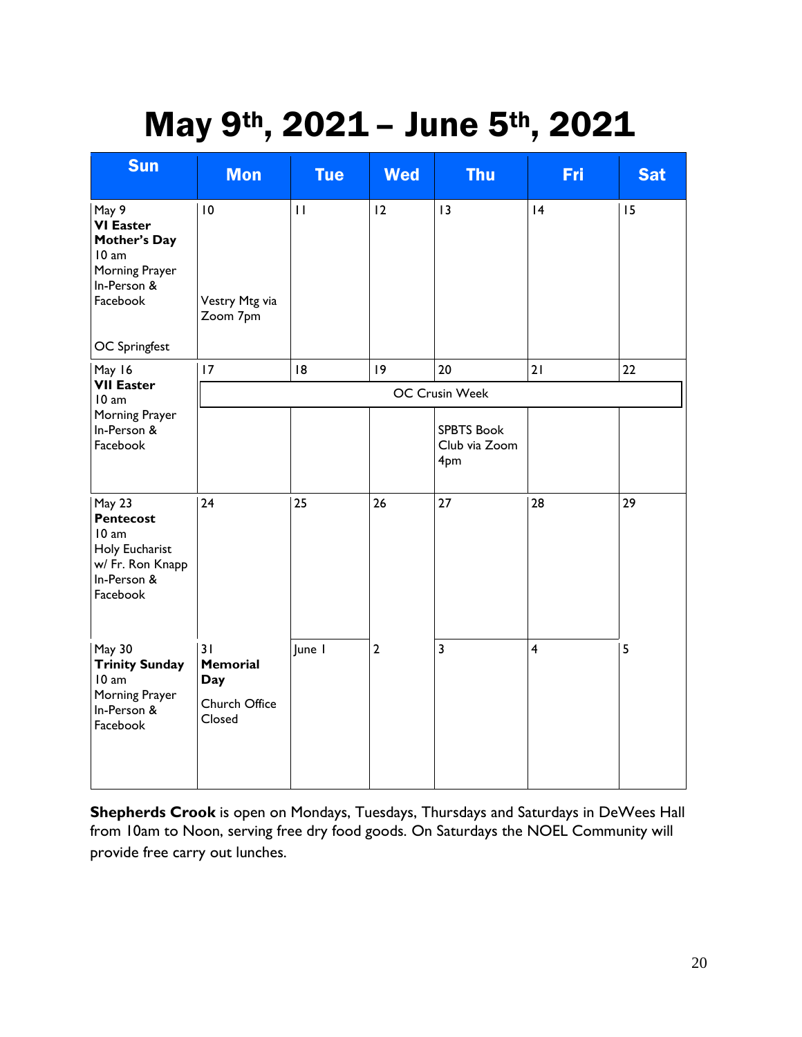# May 9th, 2021 – June 5th, 2021

| Sun | Mon | Tue | Wed | Thu | Fri | Sat |
|---|---|---|---|---|---|---|
| May 9<br>**VI Easter**<br>**Mother's Day**<br>10 am<br>Morning Prayer<br>In-Person &<br>Facebook<br><br>OC Springfest | 10<br><br>Vestry Mtg via Zoom 7pm | 11 | 12 | 13 | 14 | 15 |
| May 16<br>**VII Easter**<br>10 am<br>Morning Prayer<br>In-Person &<br>Facebook | 17<br>OC Crusin Week | 18<br>OC Crusin Week | 19<br>OC Crusin Week | 20<br>OC Crusin Week<br><br>SPBTS Book Club via Zoom 4pm | 21<br>OC Crusin Week | 22<br>OC Crusin Week |
| May 23<br>**Pentecost**<br>10 am<br>Holy Eucharist<br>w/ Fr. Ron Knapp<br>In-Person &<br>Facebook | 24 | 25 | 26 | 27 | 28 | 29 |
| May 30<br>**Trinity Sunday**<br>10 am<br>Morning Prayer<br>In-Person &<br>Facebook | 31<br>**Memorial Day**<br><br>Church Office Closed | June 1 | 2 | 3 | 4 | 5 |

**Shepherds Crook** is open on Mondays, Tuesdays, Thursdays and Saturdays in DeWees Hall from 10am to Noon, serving free dry food goods. On Saturdays the NOEL Community will provide free carry out lunches.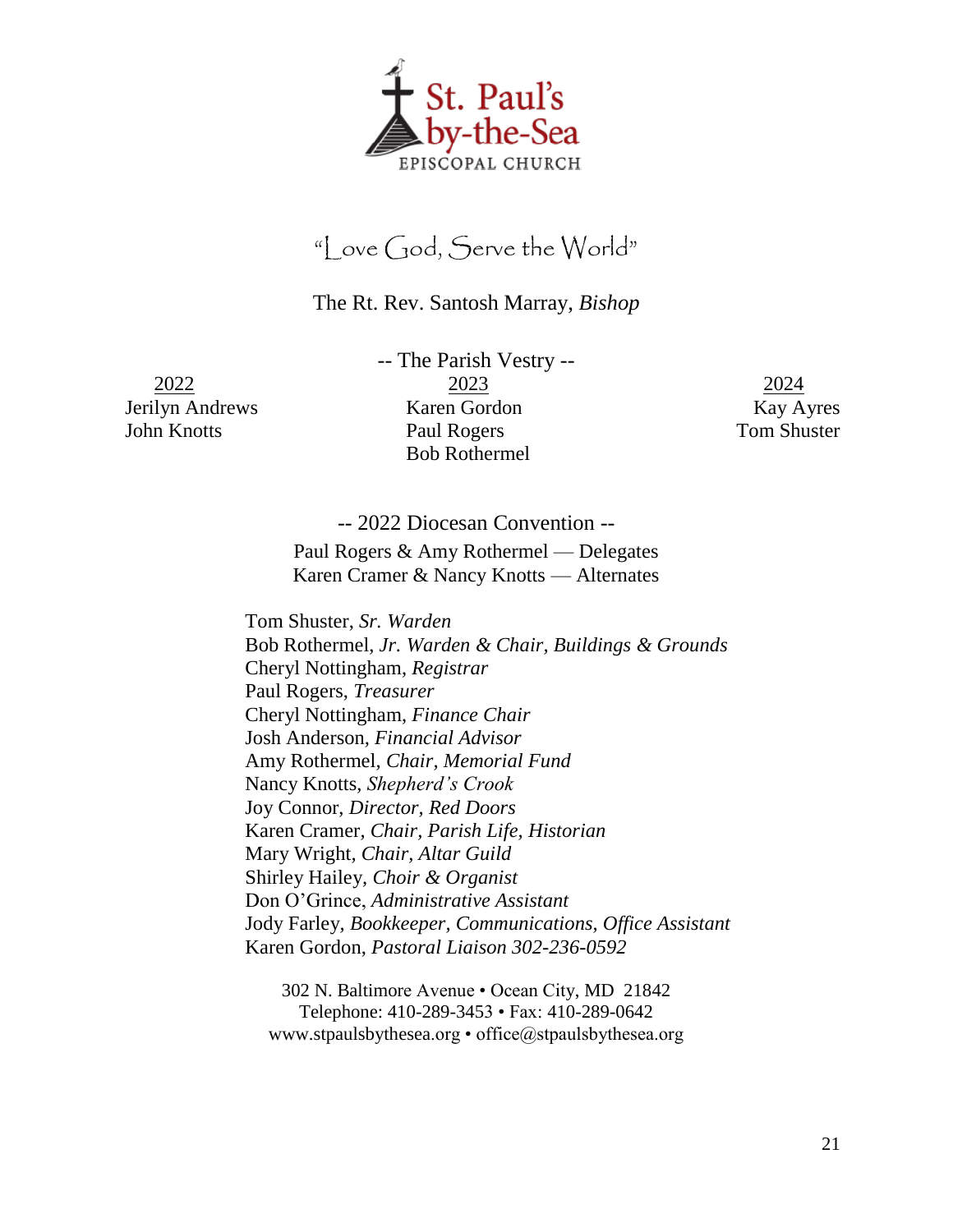St. Paul's by-the-Sea
EPISCOPAL CHURCH

"Love God, Serve the World"

The Rt. Rev. Santosh Marray, *Bishop*

-- The Parish Vestry --

| 2022 | 2023 | 2024 |
|---|---|---|
| Jerilyn Andrews | Karen Gordon | Kay Ayres |
| John Knotts | Paul Rogers | Tom Shuster |
| | Bob Rothermel | |

-- 2022 Diocesan Convention --

Paul Rogers & Amy Rothermel — Delegates
Karen Cramer & Nancy Knotts — Alternates

Tom Shuster, *Sr. Warden*
Bob Rothermel, *Jr. Warden & Chair, Buildings & Grounds*
Cheryl Nottingham, *Registrar*
Paul Rogers, *Treasurer*
Cheryl Nottingham, *Finance Chair*
Josh Anderson, *Financial Advisor*
Amy Rothermel, *Chair, Memorial Fund*
Nancy Knotts, *Shepherd's Crook*
Joy Connor, *Director, Red Doors*
Karen Cramer, *Chair, Parish Life, Historian*
Mary Wright, *Chair, Altar Guild*
Shirley Hailey, *Choir & Organist*
Don O'Grince, *Administrative Assistant*
Jody Farley, *Bookkeeper, Communications, Office Assistant*
Karen Gordon, *Pastoral Liaison 302-236-0592*

302 N. Baltimore Avenue • Ocean City, MD 21842
Telephone: 410-289-3453 • Fax: 410-289-0642
www.stpaulsbythesea.org • office@stpaulsbythesea.org